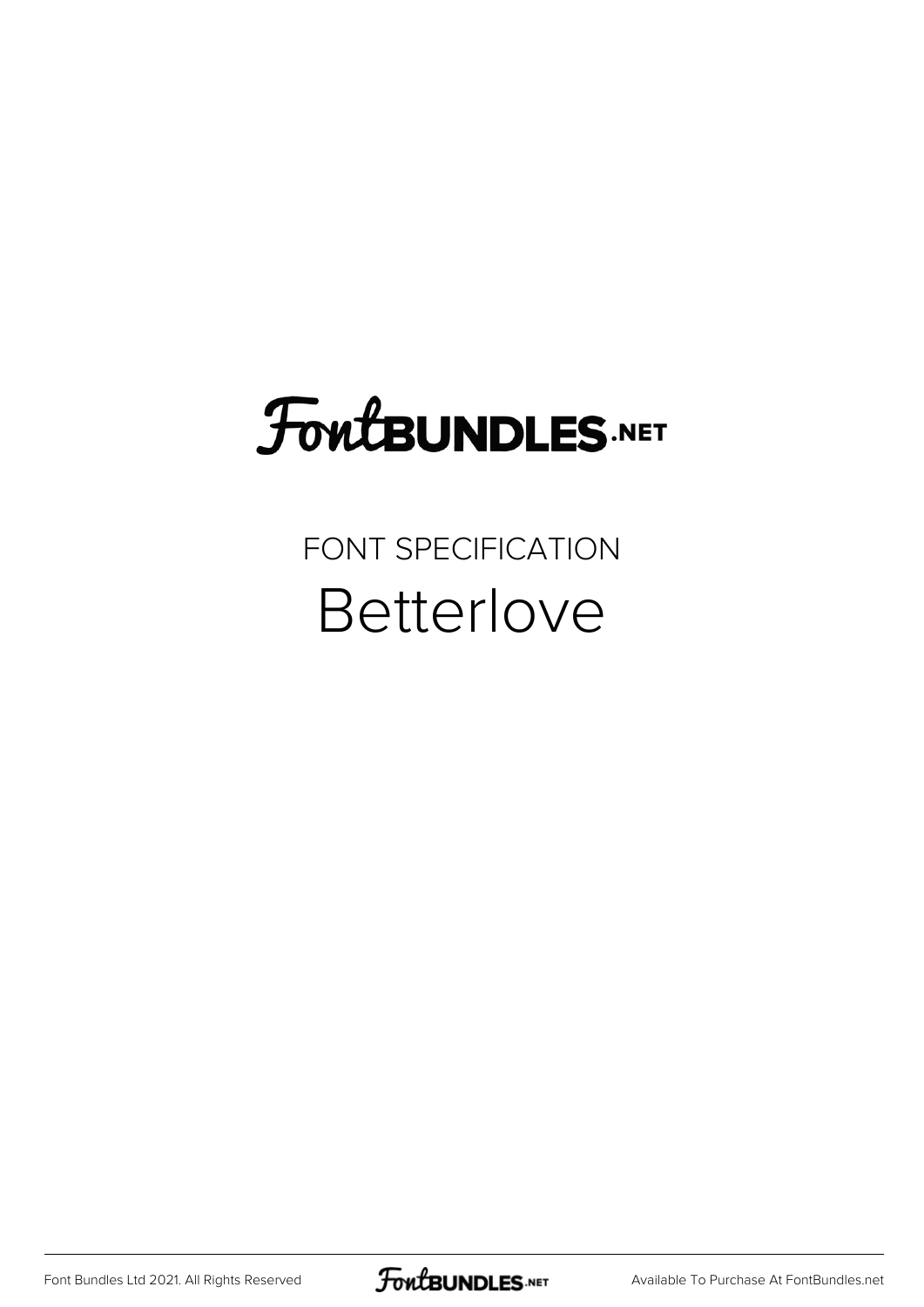FontBUNDLES.NET

FONT SPECIFICATION

# Betterlove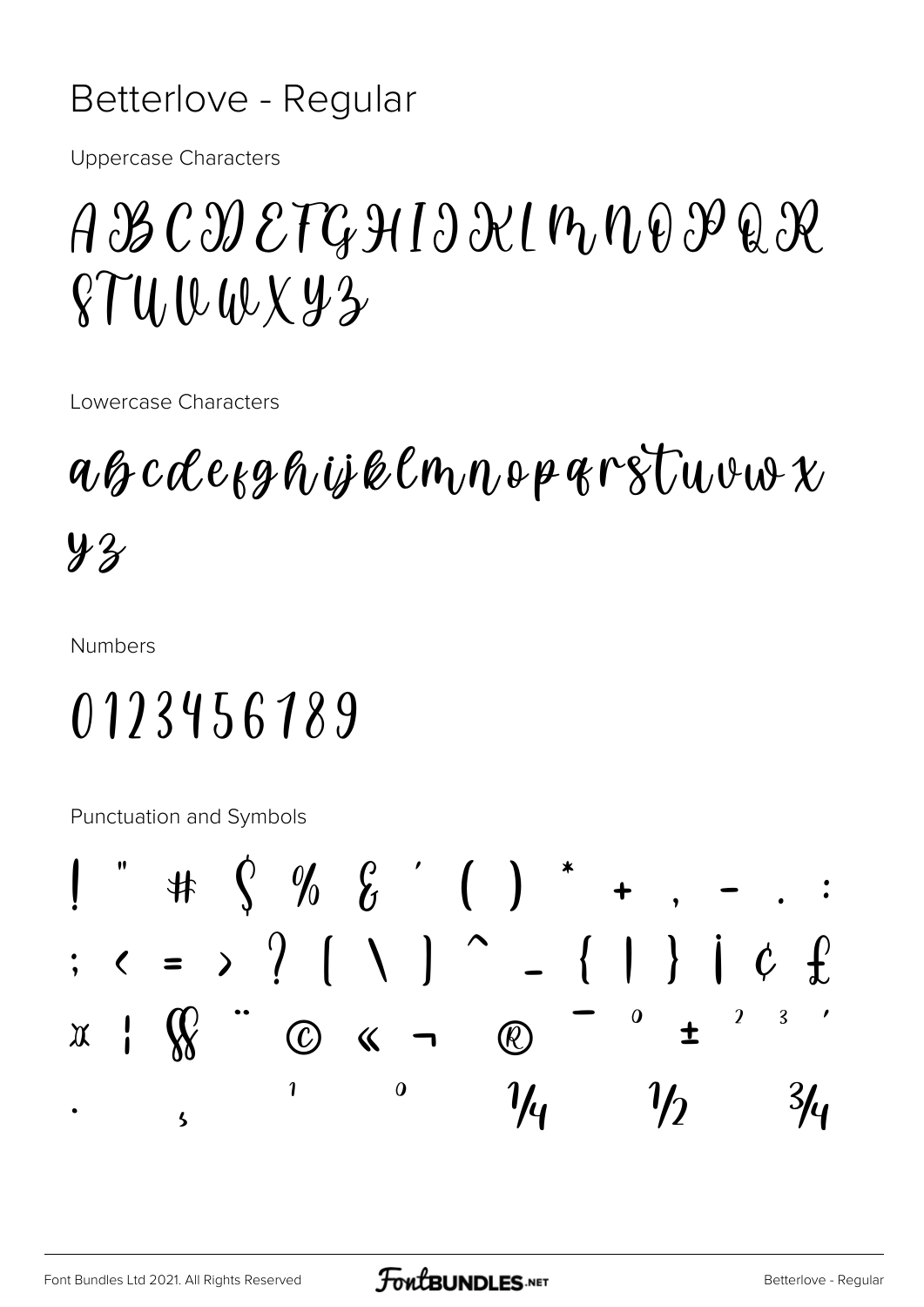# Betterlove - Regular

Uppercase Characters

ABCDEFGHIJKLMNOPQR
STUVWXYZ

Lowercase Characters

abcdefghijklmnopqrstuvwx
yz

Numbers

0123456789

Punctuation and Symbols

! " # $ % & ' ( ) * + , - . :
; < = > ? [ \ ] ^ _ { | } ¡ ¢ £
¤ ¦ § ¨ © « ¬ ® ¯ ° ± ² ³ ´
· ¸ ¹ º ¼ ½ ¾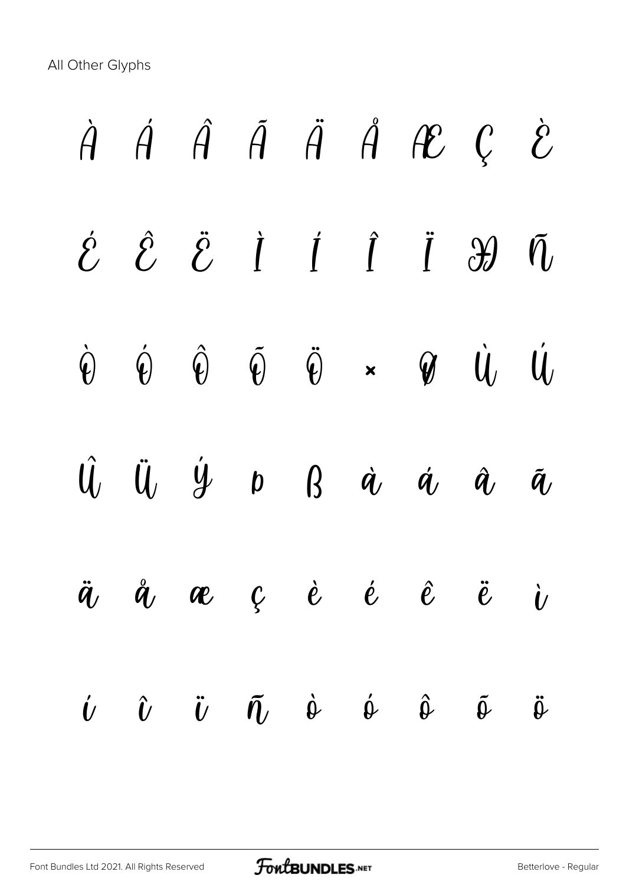All Other Glyphs

À Á Â Ã Ä Å Æ Ç È

É Ê Ë Ì Í Î Ï Ð Ñ

Ò Ó Ô Õ Ö × Ø Ù Ú

Û Ü Ý Þ ß à á â ã

ä å æ ç è é ê ë ì

í î ï ñ ò ó ô õ ö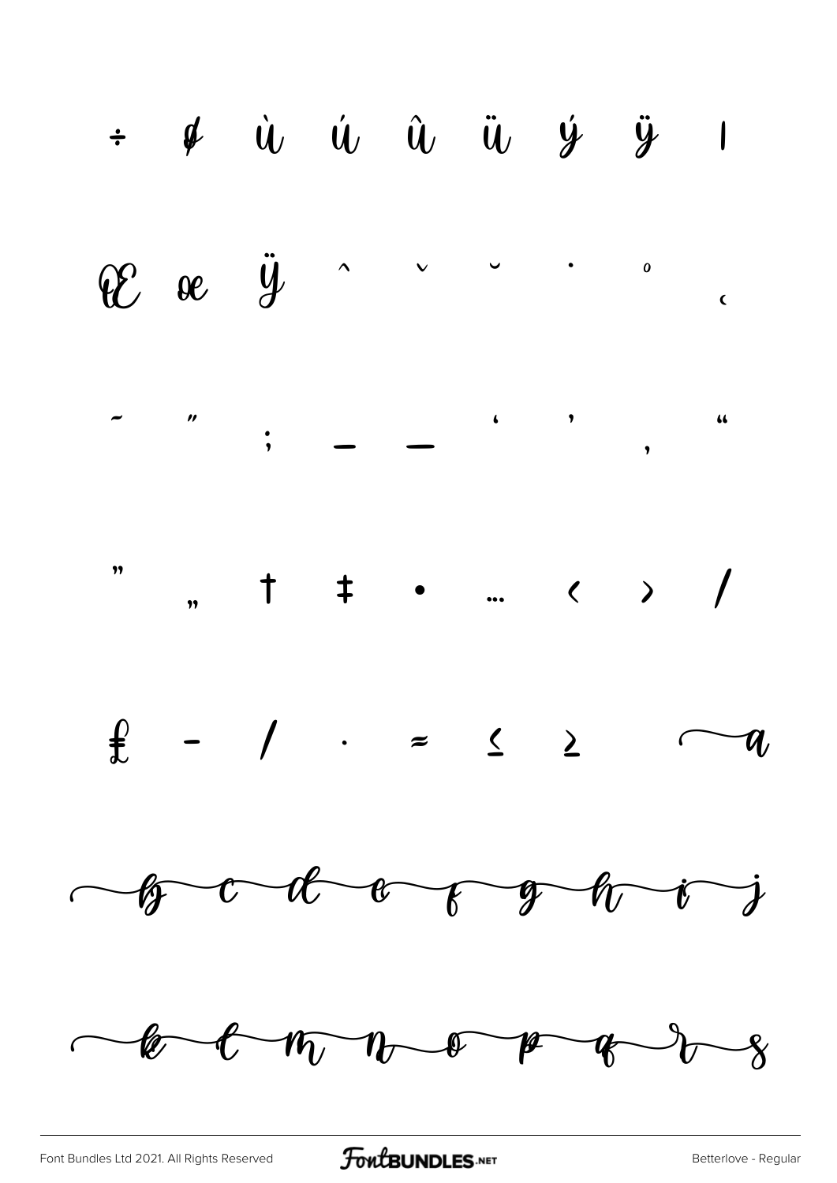÷ ø ù ú û ü ý ÿ ı

Œ œ Ÿ ˆ ˇ ˘ ˙ ˚ ˛

˜ ˝ ; – — ‘ ’ ‚ “

” „ † ‡ • … ‹ › ⁄

₤ - ∕ · ≈ ≤ ≥ a

b c d e f g h i j

k l m n o p q r s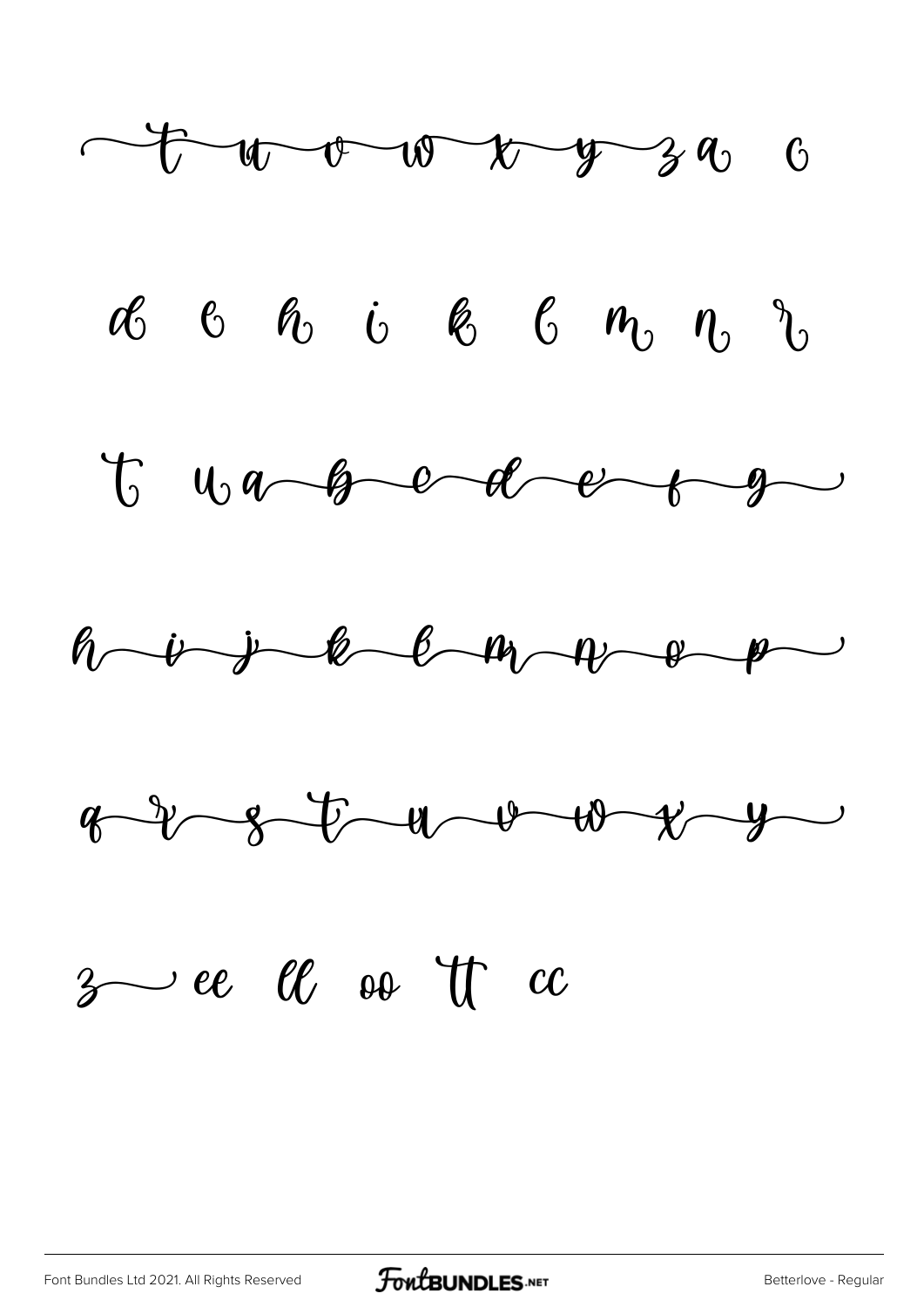t u v w x y z a c

d e h i k l m n r

t u a b c d e f g

h i j k l m n o p

q r s t u v w x y

z ee ll oo tt cc